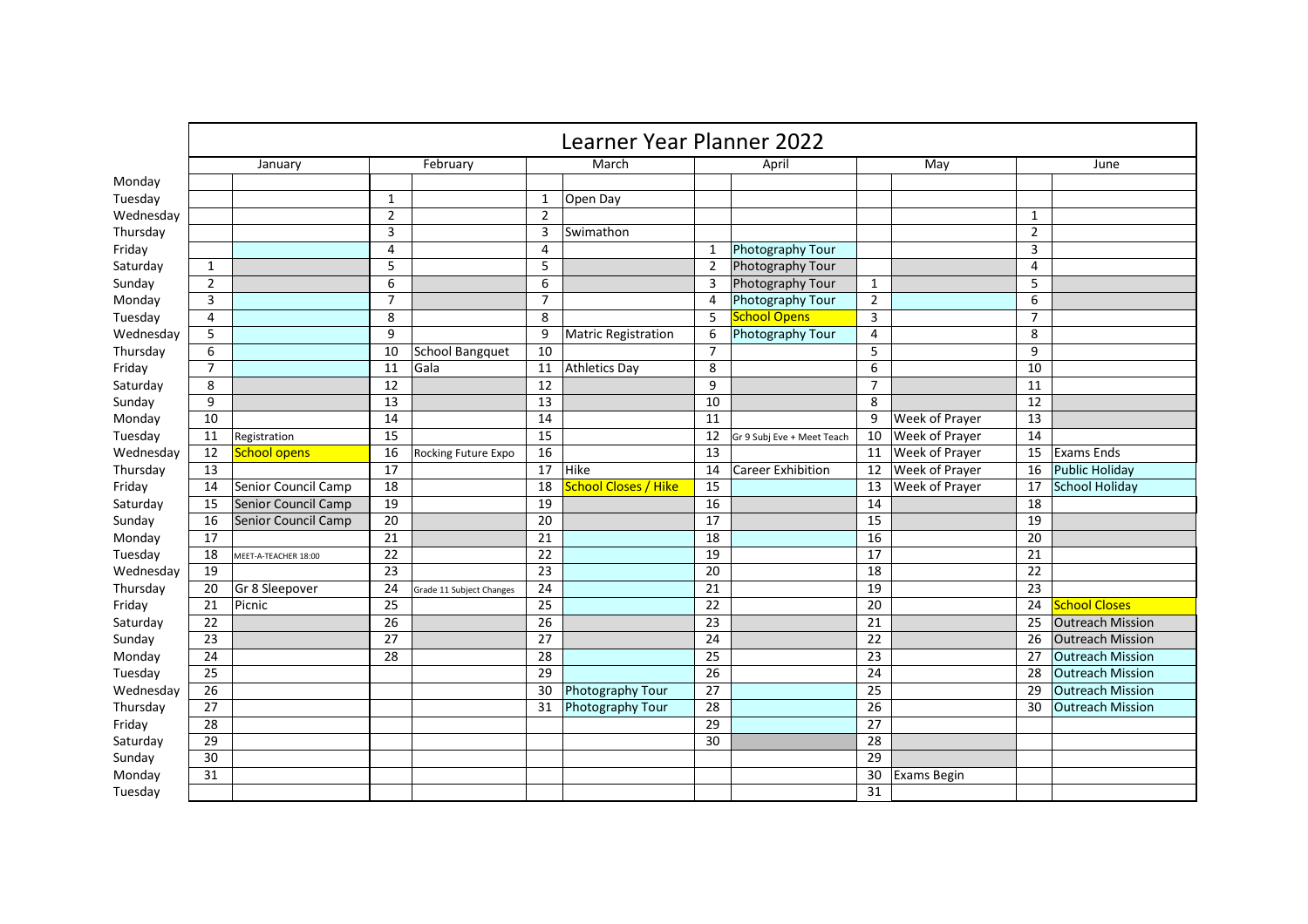# Learner Year Planner 2022

| | January | | February | | March | | April | | May | | June | |
|---|---|---|---|---|---|---|---|---|---|---|---|---|
| Monday | | | | | | | | | | | | |
| Tuesday | | | 1 | | 1 | Open Day | | | | | | |
| Wednesday | | | 2 | | 2 | | | | | | 1 | |
| Thursday | | | 3 | | 3 | Swimathon | | | | | 2 | |
| Friday | | | 4 | | 4 | | 1 | Photography Tour | | | 3 | |
| Saturday | 1 | | 5 | | 5 | | 2 | Photography Tour | | | 4 | |
| Sunday | 2 | | 6 | | 6 | | 3 | Photography Tour | 1 | | 5 | |
| Monday | 3 | | 7 | | 7 | | 4 | Photography Tour | 2 | | 6 | |
| Tuesday | 4 | | 8 | | 8 | | 5 | School Opens | 3 | | 7 | |
| Wednesday | 5 | | 9 | | 9 | Matric Registration | 6 | Photography Tour | 4 | | 8 | |
| Thursday | 6 | | 10 | School Bangquet | 10 | | 7 | | 5 | | 9 | |
| Friday | 7 | | 11 | Gala | 11 | Athletics Day | 8 | | 6 | | 10 | |
| Saturday | 8 | | 12 | | 12 | | 9 | | 7 | | 11 | |
| Sunday | 9 | | 13 | | 13 | | 10 | | 8 | | 12 | |
| Monday | 10 | | 14 | | 14 | | 11 | | 9 | Week of Prayer | 13 | |
| Tuesday | 11 | Registration | 15 | | 15 | | 12 | Gr 9 Subj Eve + Meet Teach | 10 | Week of Prayer | 14 | |
| Wednesday | 12 | School opens | 16 | Rocking Future Expo | 16 | | 13 | | 11 | Week of Prayer | 15 | Exams Ends |
| Thursday | 13 | | 17 | | 17 | Hike | 14 | Career Exhibition | 12 | Week of Prayer | 16 | Public Holiday |
| Friday | 14 | Senior Council Camp | 18 | | 18 | School Closes / Hike | 15 | | 13 | Week of Prayer | 17 | School Holiday |
| Saturday | 15 | Senior Council Camp | 19 | | 19 | | 16 | | 14 | | 18 | |
| Sunday | 16 | Senior Council Camp | 20 | | 20 | | 17 | | 15 | | 19 | |
| Monday | 17 | | 21 | | 21 | | 18 | | 16 | | 20 | |
| Tuesday | 18 | MEET-A-TEACHER 18:00 | 22 | | 22 | | 19 | | 17 | | 21 | |
| Wednesday | 19 | | 23 | | 23 | | 20 | | 18 | | 22 | |
| Thursday | 20 | Gr 8 Sleepover | 24 | Grade 11 Subject Changes | 24 | | 21 | | 19 | | 23 | |
| Friday | 21 | Picnic | 25 | | 25 | | 22 | | 20 | | 24 | School Closes |
| Saturday | 22 | | 26 | | 26 | | 23 | | 21 | | 25 | Outreach Mission |
| Sunday | 23 | | 27 | | 27 | | 24 | | 22 | | 26 | Outreach Mission |
| Monday | 24 | | 28 | | 28 | | 25 | | 23 | | 27 | Outreach Mission |
| Tuesday | 25 | | | | 29 | | 26 | | 24 | | 28 | Outreach Mission |
| Wednesday | 26 | | | | 30 | Photography Tour | 27 | | 25 | | 29 | Outreach Mission |
| Thursday | 27 | | | | 31 | Photography Tour | 28 | | 26 | | 30 | Outreach Mission |
| Friday | 28 | | | | | | 29 | | 27 | | | |
| Saturday | 29 | | | | | | 30 | | 28 | | | |
| Sunday | 30 | | | | | | | | 29 | | | |
| Monday | 31 | | | | | | | | 30 | Exams Begin | | |
| Tuesday | | | | | | | | | 31 | | | |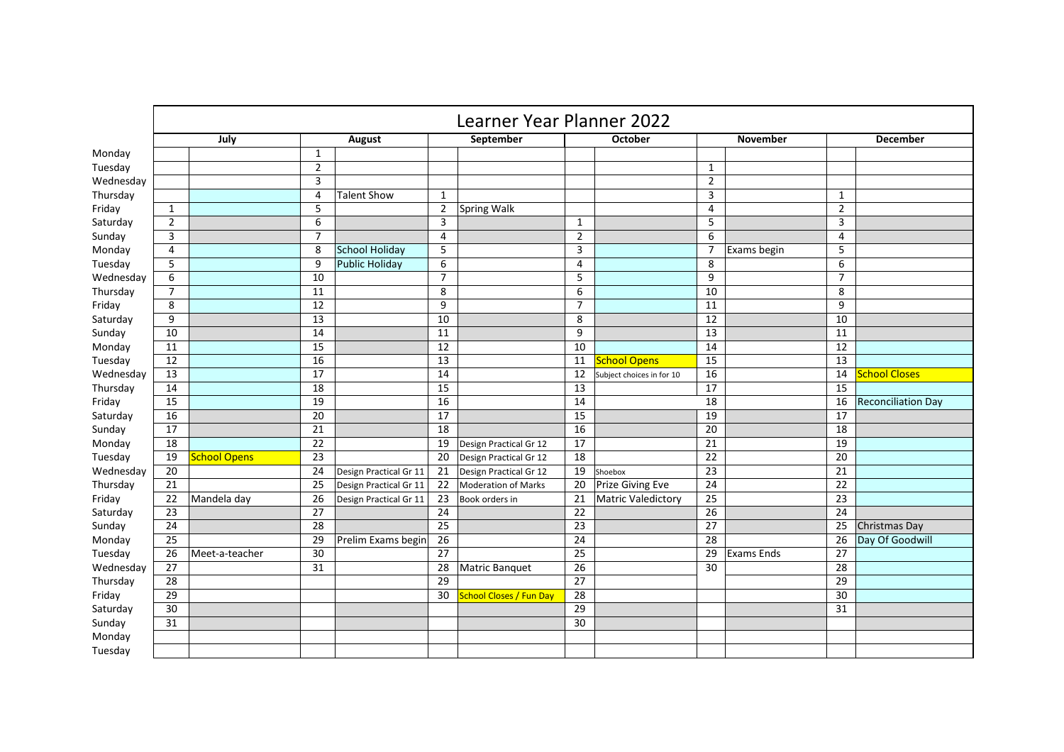# Learner Year Planner 2022

| | July | | August | | September | | October | | November | | December | |
|---|---|---|---|---|---|---|---|---|---|---|---|---|
| Monday | | | 1 | | | | | | | | | |
| Tuesday | | | 2 | | | | | | 1 | | | |
| Wednesday | | | 3 | | | | | | 2 | | | |
| Thursday | | | 4 | Talent Show | 1 | | | | 3 | | 1 | |
| Friday | 1 | | 5 | | 2 | Spring Walk | | | 4 | | 2 | |
| Saturday | 2 | | 6 | | 3 | | 1 | | 5 | | 3 | |
| Sunday | 3 | | 7 | | 4 | | 2 | | 6 | | 4 | |
| Monday | 4 | | 8 | School Holiday | 5 | | 3 | | 7 | Exams begin | 5 | |
| Tuesday | 5 | | 9 | Public Holiday | 6 | | 4 | | 8 | | 6 | |
| Wednesday | 6 | | 10 | | 7 | | 5 | | 9 | | 7 | |
| Thursday | 7 | | 11 | | 8 | | 6 | | 10 | | 8 | |
| Friday | 8 | | 12 | | 9 | | 7 | | 11 | | 9 | |
| Saturday | 9 | | 13 | | 10 | | 8 | | 12 | | 10 | |
| Sunday | 10 | | 14 | | 11 | | 9 | | 13 | | 11 | |
| Monday | 11 | | 15 | | 12 | | 10 | | 14 | | 12 | |
| Tuesday | 12 | | 16 | | 13 | | 11 | School Opens | 15 | | 13 | |
| Wednesday | 13 | | 17 | | 14 | | 12 | Subject choices in for 10 | 16 | | 14 | School Closes |
| Thursday | 14 | | 18 | | 15 | | 13 | | 17 | | 15 | |
| Friday | 15 | | 19 | | 16 | | 14 | | 18 | | 16 | Reconciliation Day |
| Saturday | 16 | | 20 | | 17 | | 15 | | 19 | | 17 | |
| Sunday | 17 | | 21 | | 18 | | 16 | | 20 | | 18 | |
| Monday | 18 | | 22 | | 19 | Design Practical Gr 12 | 17 | | 21 | | 19 | |
| Tuesday | 19 | School Opens | 23 | | 20 | Design Practical Gr 12 | 18 | | 22 | | 20 | |
| Wednesday | 20 | | 24 | Design Practical Gr 11 | 21 | Design Practical Gr 12 | 19 | Shoebox | 23 | | 21 | |
| Thursday | 21 | | 25 | Design Practical Gr 11 | 22 | Moderation of Marks | 20 | Prize Giving Eve | 24 | | 22 | |
| Friday | 22 | Mandela day | 26 | Design Practical Gr 11 | 23 | Book orders in | 21 | Matric Valedictory | 25 | | 23 | |
| Saturday | 23 | | 27 | | 24 | | 22 | | 26 | | 24 | |
| Sunday | 24 | | 28 | | 25 | | 23 | | 27 | | 25 | Christmas Day |
| Monday | 25 | | 29 | Prelim Exams begin | 26 | | 24 | | 28 | | 26 | Day Of Goodwill |
| Tuesday | 26 | Meet-a-teacher | 30 | | 27 | | 25 | | 29 | Exams Ends | 27 | |
| Wednesday | 27 | | 31 | | 28 | Matric Banquet | 26 | | 30 | | 28 | |
| Thursday | 28 | | | | 29 | | 27 | | | | 29 | |
| Friday | 29 | | | | 30 | School Closes / Fun Day | 28 | | | | 30 | |
| Saturday | 30 | | | | | | 29 | | | | 31 | |
| Sunday | 31 | | | | | | 30 | | | | | |
| Monday | | | | | | | | | | | | |
| Tuesday | | | | | | | | | | | | |